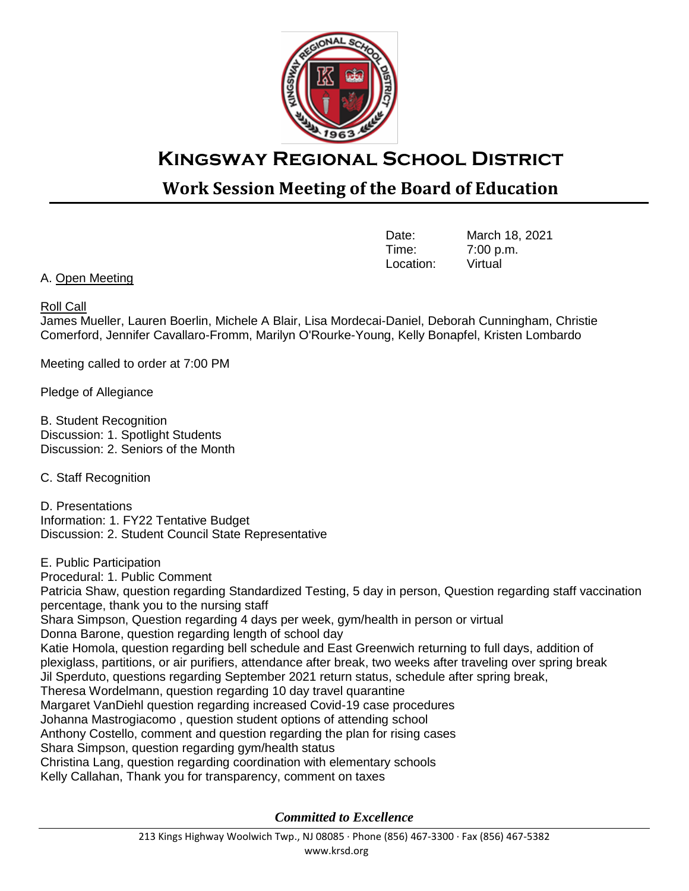# Kingsway Regional School District

## Work Session Meeting of the Board of Education

Date: March 18, 2021
Time: 7:00 p.m.
Location: Virtual

A. Open Meeting

Roll Call
James Mueller, Lauren Boerlin, Michele A Blair, Lisa Mordecai-Daniel, Deborah Cunningham, Christie Comerford, Jennifer Cavallaro-Fromm, Marilyn O'Rourke-Young, Kelly Bonapfel, Kristen Lombardo

Meeting called to order at 7:00 PM

Pledge of Allegiance

B. Student Recognition
Discussion: 1. Spotlight Students
Discussion: 2. Seniors of the Month

C. Staff Recognition

D. Presentations
Information: 1. FY22 Tentative Budget
Discussion: 2. Student Council State Representative

E. Public Participation
Procedural: 1. Public Comment
Patricia Shaw, question regarding Standardized Testing, 5 day in person, Question regarding staff vaccination percentage, thank you to the nursing staff
Shara Simpson, Question regarding 4 days per week, gym/health in person or virtual
Donna Barone, question regarding length of school day
Katie Homola, question regarding bell schedule and East Greenwich returning to full days, addition of plexiglass, partitions, or air purifiers, attendance after break, two weeks after traveling over spring break
Jil Sperduto, questions regarding September 2021 return status, schedule after spring break,
Theresa Wordelmann, question regarding 10 day travel quarantine
Margaret VanDiehl question regarding increased Covid-19 case procedures
Johanna Mastrogiacomo , question student options of attending school
Anthony Costello, comment and question regarding the plan for rising cases
Shara Simpson, question regarding gym/health status
Christina Lang, question regarding coordination with elementary schools
Kelly Callahan, Thank you for transparency, comment on taxes

*Committed to Excellence*

213 Kings Highway Woolwich Twp., NJ 08085 · Phone (856) 467-3300 · Fax (856) 467-5382
www.krsd.org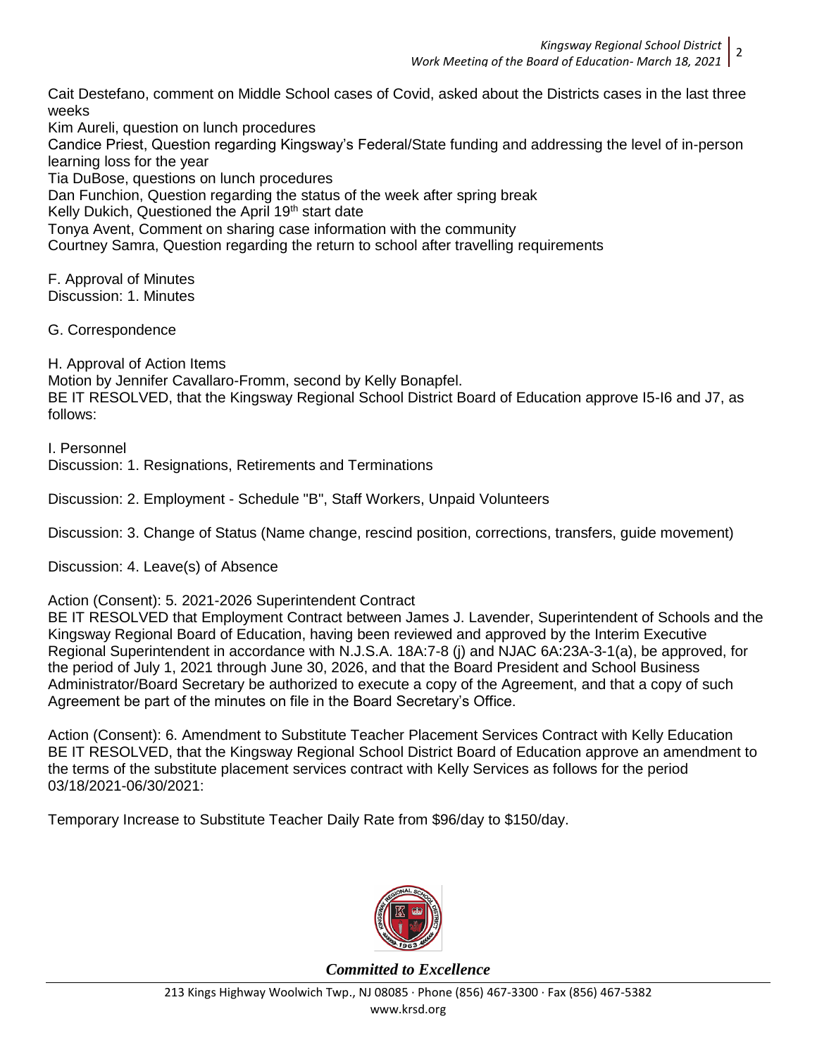Cait Destefano, comment on Middle School cases of Covid, asked about the Districts cases in the last three weeks
Kim Aureli, question on lunch procedures
Candice Priest, Question regarding Kingsway's Federal/State funding and addressing the level of in-person learning loss for the year
Tia DuBose, questions on lunch procedures
Dan Funchion, Question regarding the status of the week after spring break
Kelly Dukich, Questioned the April 19th start date
Tonya Avent, Comment on sharing case information with the community
Courtney Samra, Question regarding the return to school after travelling requirements

F. Approval of Minutes
Discussion: 1. Minutes

G. Correspondence

H. Approval of Action Items
Motion by Jennifer Cavallaro-Fromm, second by Kelly Bonapfel.
BE IT RESOLVED, that the Kingsway Regional School District Board of Education approve I5-I6 and J7, as follows:

I. Personnel
Discussion: 1. Resignations, Retirements and Terminations

Discussion: 2. Employment - Schedule "B", Staff Workers, Unpaid Volunteers

Discussion: 3. Change of Status (Name change, rescind position, corrections, transfers, guide movement)

Discussion: 4. Leave(s) of Absence

Action (Consent): 5. 2021-2026 Superintendent Contract
BE IT RESOLVED that Employment Contract between James J. Lavender, Superintendent of Schools and the Kingsway Regional Board of Education, having been reviewed and approved by the Interim Executive Regional Superintendent in accordance with N.J.S.A. 18A:7-8 (j) and NJAC 6A:23A-3-1(a), be approved, for the period of July 1, 2021 through June 30, 2026, and that the Board President and School Business Administrator/Board Secretary be authorized to execute a copy of the Agreement, and that a copy of such Agreement be part of the minutes on file in the Board Secretary's Office.

Action (Consent): 6. Amendment to Substitute Teacher Placement Services Contract with Kelly Education
BE IT RESOLVED, that the Kingsway Regional School District Board of Education approve an amendment to the terms of the substitute placement services contract with Kelly Services as follows for the period 03/18/2021-06/30/2021:

Temporary Increase to Substitute Teacher Daily Rate from $96/day to $150/day.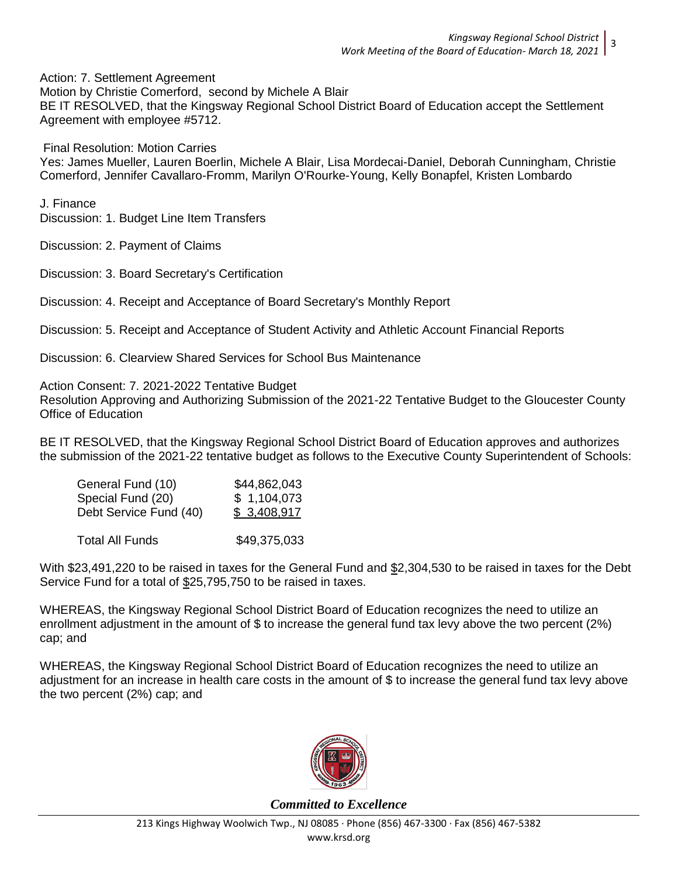Action: 7. Settlement Agreement

Motion by Christie Comerford, second by Michele A Blair

BE IT RESOLVED, that the Kingsway Regional School District Board of Education accept the Settlement Agreement with employee #5712.

Final Resolution: Motion Carries

Yes: James Mueller, Lauren Boerlin, Michele A Blair, Lisa Mordecai-Daniel, Deborah Cunningham, Christie Comerford, Jennifer Cavallaro-Fromm, Marilyn O'Rourke-Young, Kelly Bonapfel, Kristen Lombardo

J. Finance

Discussion: 1. Budget Line Item Transfers

Discussion: 2. Payment of Claims

Discussion: 3. Board Secretary's Certification

Discussion: 4. Receipt and Acceptance of Board Secretary's Monthly Report

Discussion: 5. Receipt and Acceptance of Student Activity and Athletic Account Financial Reports

Discussion: 6. Clearview Shared Services for School Bus Maintenance

Action Consent: 7. 2021-2022 Tentative Budget

Resolution Approving and Authorizing Submission of the 2021-22 Tentative Budget to the Gloucester County Office of Education

BE IT RESOLVED, that the Kingsway Regional School District Board of Education approves and authorizes the submission of the 2021-22 tentative budget as follows to the Executive County Superintendent of Schools:

| | |
|---|---|
| General Fund (10) | $44,862,043 |
| Special Fund (20) | $ 1,104,073 |
| Debt Service Fund (40) | $ 3,408,917 |
| Total All Funds | $49,375,033 |

With $23,491,220 to be raised in taxes for the General Fund and $2,304,530 to be raised in taxes for the Debt Service Fund for a total of $25,795,750 to be raised in taxes.

WHEREAS, the Kingsway Regional School District Board of Education recognizes the need to utilize an enrollment adjustment in the amount of $ to increase the general fund tax levy above the two percent (2%) cap; and

WHEREAS, the Kingsway Regional School District Board of Education recognizes the need to utilize an adjustment for an increase in health care costs in the amount of $ to increase the general fund tax levy above the two percent (2%) cap; and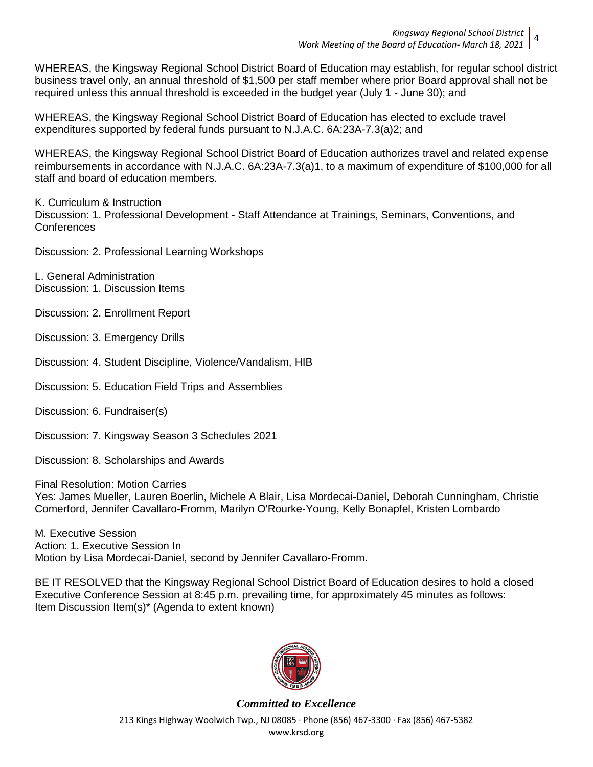WHEREAS, the Kingsway Regional School District Board of Education may establish, for regular school district business travel only, an annual threshold of $1,500 per staff member where prior Board approval shall not be required unless this annual threshold is exceeded in the budget year (July 1 - June 30); and

WHEREAS, the Kingsway Regional School District Board of Education has elected to exclude travel expenditures supported by federal funds pursuant to N.J.A.C. 6A:23A-7.3(a)2; and

WHEREAS, the Kingsway Regional School District Board of Education authorizes travel and related expense reimbursements in accordance with N.J.A.C. 6A:23A-7.3(a)1, to a maximum of expenditure of $100,000 for all staff and board of education members.

K. Curriculum & Instruction
Discussion: 1. Professional Development - Staff Attendance at Trainings, Seminars, Conventions, and Conferences

Discussion: 2. Professional Learning Workshops

L. General Administration
Discussion: 1. Discussion Items

Discussion: 2. Enrollment Report

Discussion: 3. Emergency Drills

Discussion: 4. Student Discipline, Violence/Vandalism, HIB

Discussion: 5. Education Field Trips and Assemblies

Discussion: 6. Fundraiser(s)

Discussion: 7. Kingsway Season 3 Schedules 2021

Discussion: 8. Scholarships and Awards

Final Resolution: Motion Carries
Yes: James Mueller, Lauren Boerlin, Michele A Blair, Lisa Mordecai-Daniel, Deborah Cunningham, Christie Comerford, Jennifer Cavallaro-Fromm, Marilyn O'Rourke-Young, Kelly Bonapfel, Kristen Lombardo

M. Executive Session
Action: 1. Executive Session In
Motion by Lisa Mordecai-Daniel, second by Jennifer Cavallaro-Fromm.

BE IT RESOLVED that the Kingsway Regional School District Board of Education desires to hold a closed Executive Conference Session at 8:45 p.m. prevailing time, for approximately 45 minutes as follows:
Item Discussion Item(s)* (Agenda to extent known)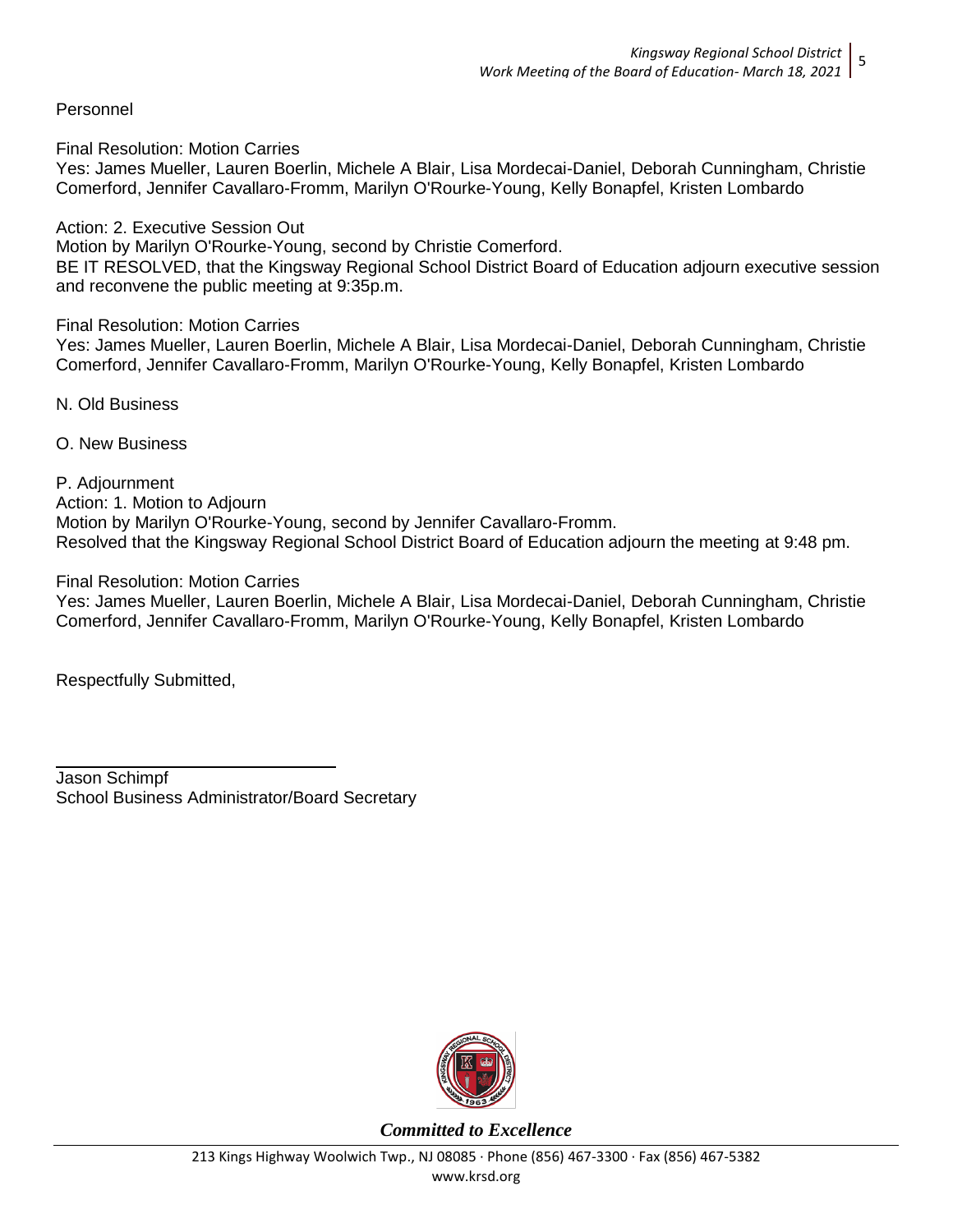Personnel

Final Resolution: Motion Carries
Yes: James Mueller, Lauren Boerlin, Michele A Blair, Lisa Mordecai-Daniel, Deborah Cunningham, Christie Comerford, Jennifer Cavallaro-Fromm, Marilyn O'Rourke-Young, Kelly Bonapfel, Kristen Lombardo

Action: 2. Executive Session Out
Motion by Marilyn O'Rourke-Young, second by Christie Comerford.
BE IT RESOLVED, that the Kingsway Regional School District Board of Education adjourn executive session and reconvene the public meeting at 9:35p.m.

Final Resolution: Motion Carries
Yes: James Mueller, Lauren Boerlin, Michele A Blair, Lisa Mordecai-Daniel, Deborah Cunningham, Christie Comerford, Jennifer Cavallaro-Fromm, Marilyn O'Rourke-Young, Kelly Bonapfel, Kristen Lombardo

N. Old Business

O. New Business

P. Adjournment
Action: 1. Motion to Adjourn
Motion by Marilyn O'Rourke-Young, second by Jennifer Cavallaro-Fromm.
Resolved that the Kingsway Regional School District Board of Education adjourn the meeting at 9:48 pm.

Final Resolution: Motion Carries
Yes: James Mueller, Lauren Boerlin, Michele A Blair, Lisa Mordecai-Daniel, Deborah Cunningham, Christie Comerford, Jennifer Cavallaro-Fromm, Marilyn O'Rourke-Young, Kelly Bonapfel, Kristen Lombardo

Respectfully Submitted,

Jason Schimpf
School Business Administrator/Board Secretary

*Committed to Excellence*

213 Kings Highway Woolwich Twp., NJ 08085 · Phone (856) 467-3300 · Fax (856) 467-5382
www.krsd.org